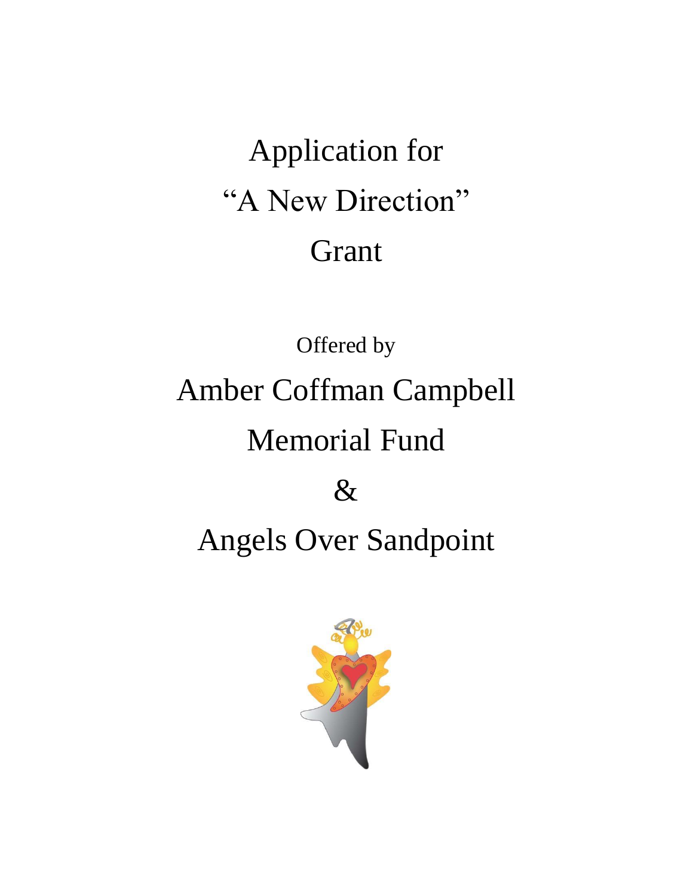# Application for
# "A New Direction"
# Grant

Offered by

## Amber Coffman Campbell
## Memorial Fund
## &
## Angels Over Sandpoint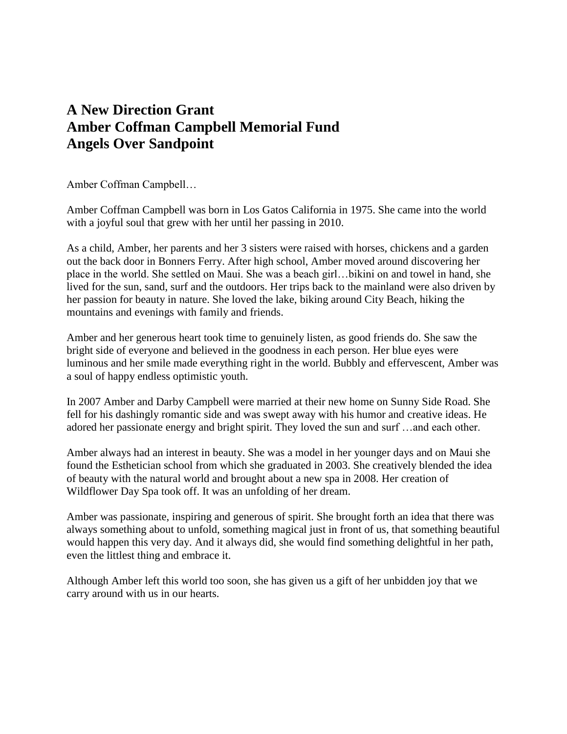# A New Direction Grant
# Amber Coffman Campbell Memorial Fund
# Angels Over Sandpoint

Amber Coffman Campbell…

Amber Coffman Campbell was born in Los Gatos California in 1975. She came into the world with a joyful soul that grew with her until her passing in 2010.

As a child, Amber, her parents and her 3 sisters were raised with horses, chickens and a garden out the back door in Bonners Ferry. After high school, Amber moved around discovering her place in the world. She settled on Maui. She was a beach girl…bikini on and towel in hand, she lived for the sun, sand, surf and the outdoors. Her trips back to the mainland were also driven by her passion for beauty in nature. She loved the lake, biking around City Beach, hiking the mountains and evenings with family and friends.

Amber and her generous heart took time to genuinely listen, as good friends do. She saw the bright side of everyone and believed in the goodness in each person. Her blue eyes were luminous and her smile made everything right in the world. Bubbly and effervescent, Amber was a soul of happy endless optimistic youth.

In 2007 Amber and Darby Campbell were married at their new home on Sunny Side Road. She fell for his dashingly romantic side and was swept away with his humor and creative ideas. He adored her passionate energy and bright spirit. They loved the sun and surf …and each other.

Amber always had an interest in beauty. She was a model in her younger days and on Maui she found the Esthetician school from which she graduated in 2003. She creatively blended the idea of beauty with the natural world and brought about a new spa in 2008. Her creation of Wildflower Day Spa took off. It was an unfolding of her dream.

Amber was passionate, inspiring and generous of spirit. She brought forth an idea that there was always something about to unfold, something magical just in front of us, that something beautiful would happen this very day. And it always did, she would find something delightful in her path, even the littlest thing and embrace it.

Although Amber left this world too soon, she has given us a gift of her unbidden joy that we carry around with us in our hearts.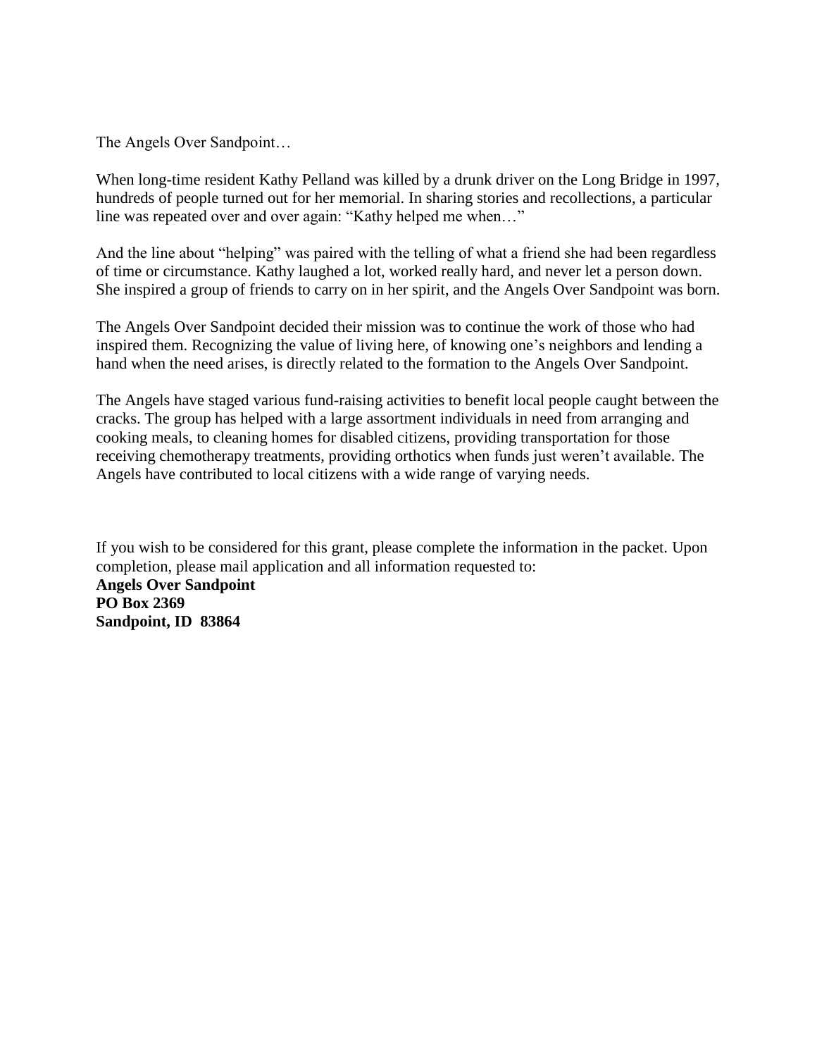The Angels Over Sandpoint…

When long-time resident Kathy Pelland was killed by a drunk driver on the Long Bridge in 1997, hundreds of people turned out for her memorial. In sharing stories and recollections, a particular line was repeated over and over again: "Kathy helped me when…"

And the line about "helping" was paired with the telling of what a friend she had been regardless of time or circumstance. Kathy laughed a lot, worked really hard, and never let a person down. She inspired a group of friends to carry on in her spirit, and the Angels Over Sandpoint was born.

The Angels Over Sandpoint decided their mission was to continue the work of those who had inspired them. Recognizing the value of living here, of knowing one's neighbors and lending a hand when the need arises, is directly related to the formation to the Angels Over Sandpoint.

The Angels have staged various fund-raising activities to benefit local people caught between the cracks. The group has helped with a large assortment individuals in need from arranging and cooking meals, to cleaning homes for disabled citizens, providing transportation for those receiving chemotherapy treatments, providing orthotics when funds just weren't available. The Angels have contributed to local citizens with a wide range of varying needs.

If you wish to be considered for this grant, please complete the information in the packet. Upon completion, please mail application and all information requested to:
**Angels Over Sandpoint**
**PO Box 2369**
**Sandpoint, ID 83864**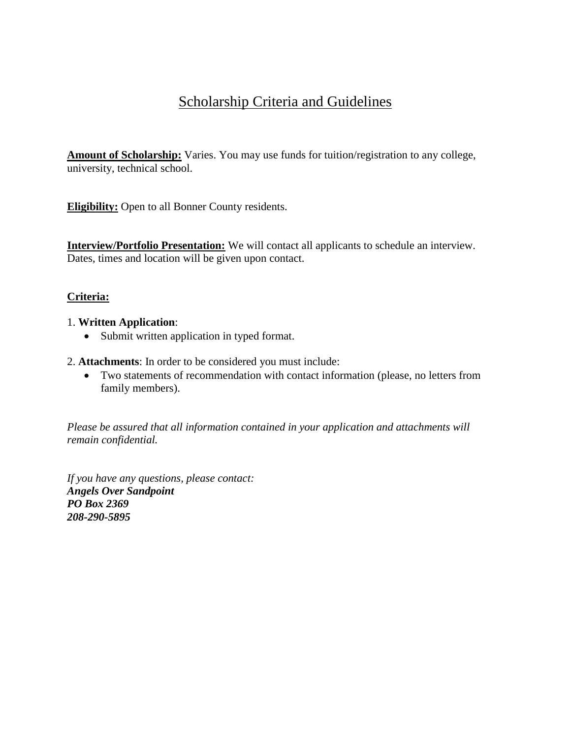# Scholarship Criteria and Guidelines

**Amount of Scholarship:** Varies. You may use funds for tuition/registration to any college, university, technical school.

**Eligibility:** Open to all Bonner County residents.

**Interview/Portfolio Presentation:** We will contact all applicants to schedule an interview. Dates, times and location will be given upon contact.

**Criteria:**

1. **Written Application**:
   - Submit written application in typed format.

2. **Attachments**: In order to be considered you must include:
   - Two statements of recommendation with contact information (please, no letters from family members).

*Please be assured that all information contained in your application and attachments will remain confidential.*

*If you have any questions, please contact:*
***Angels Over Sandpoint***
***PO Box 2369***
***208-290-5895***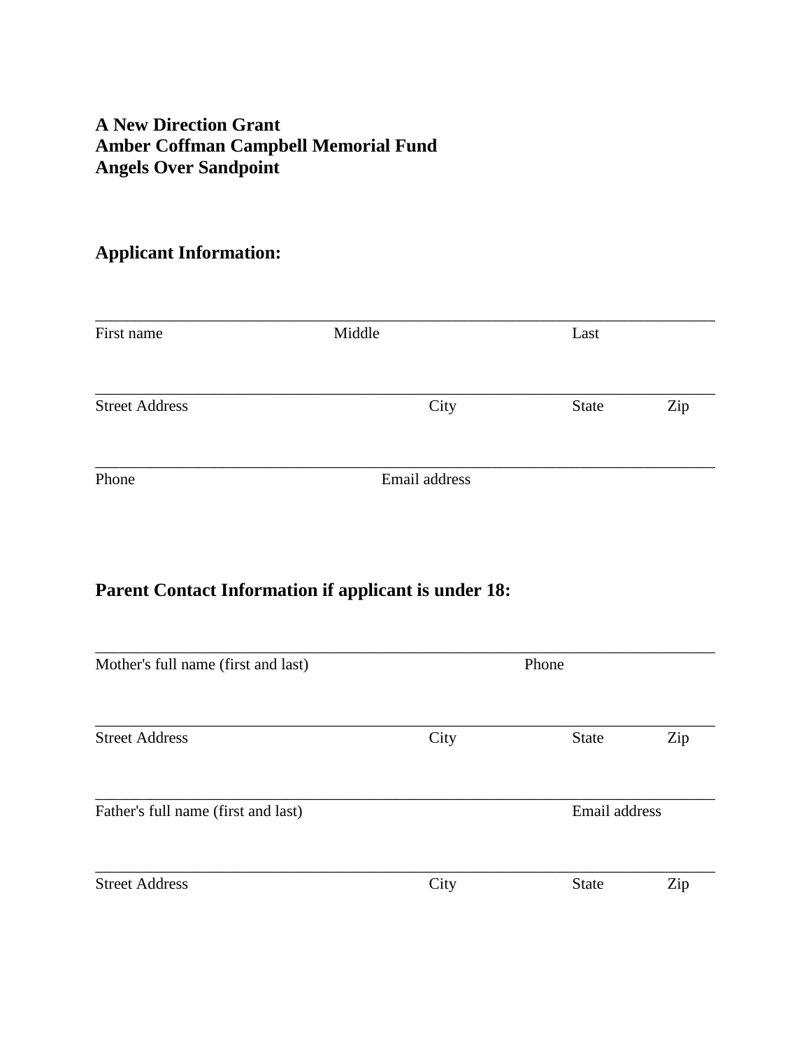**A New Direction Grant**
**Amber Coffman Campbell Memorial Fund**
**Angels Over Sandpoint**

## Applicant Information:

_______________________________________________________________

First name Middle Last

_______________________________________________________________

Street Address City State Zip

_______________________________________________________________

Phone Email address

## Parent Contact Information if applicant is under 18:

_______________________________________________________________

Mother's full name (first and last) Phone

_______________________________________________________________

Street Address City State Zip

_______________________________________________________________

Father's full name (first and last) Email address

_______________________________________________________________

Street Address City State Zip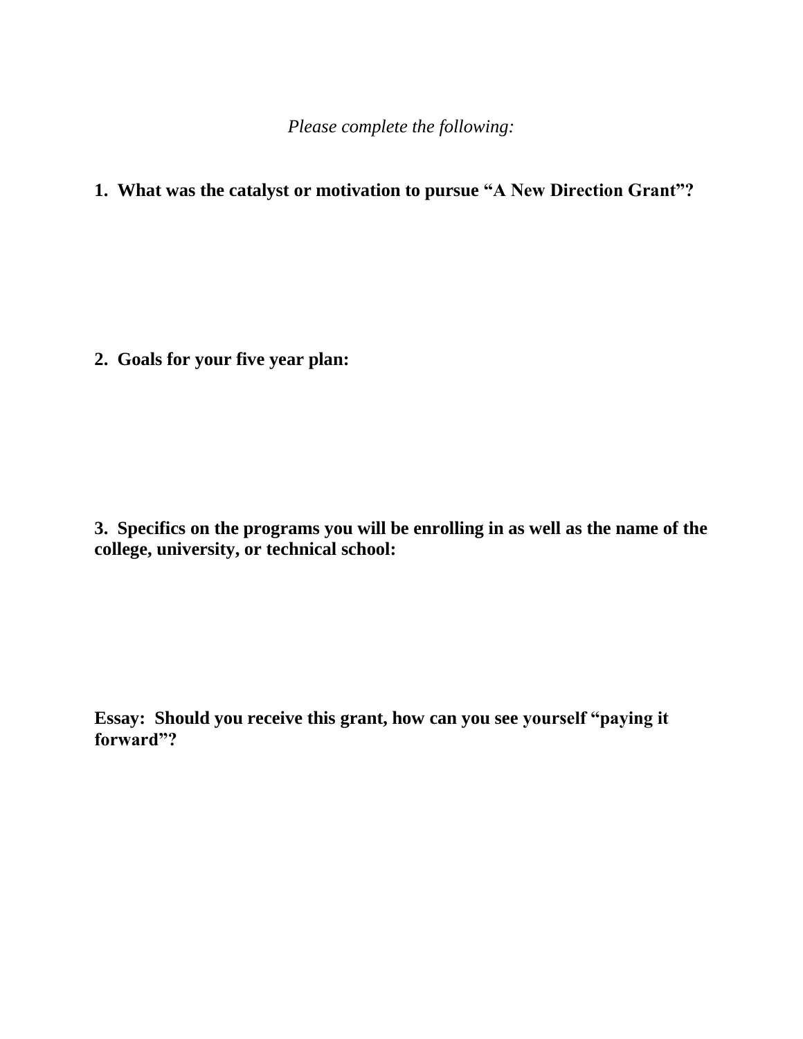*Please complete the following:*

**1. What was the catalyst or motivation to pursue "A New Direction Grant"?**

**2. Goals for your five year plan:**

**3. Specifics on the programs you will be enrolling in as well as the name of the college, university, or technical school:**

**Essay: Should you receive this grant, how can you see yourself "paying it forward"?**